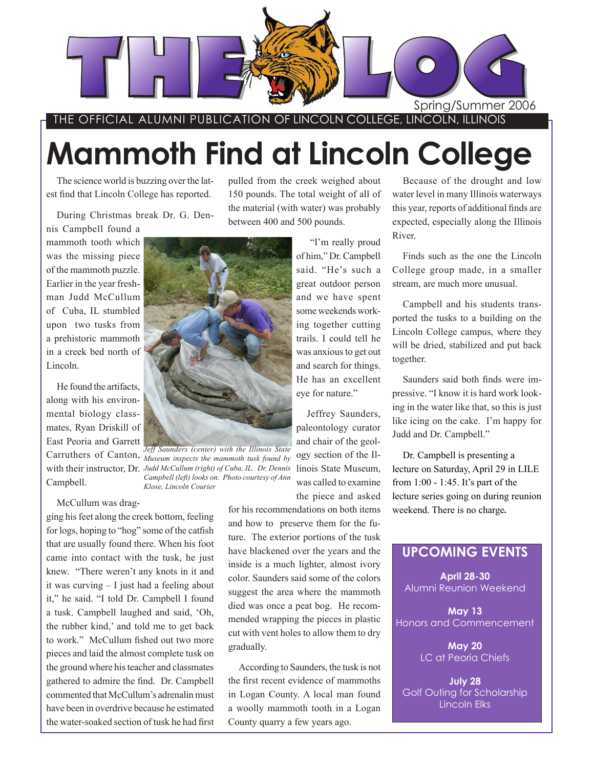THE LOG

Spring/Summer 2006

THE OFFICIAL ALUMNI PUBLICATION OF LINCOLN COLLEGE, LINCOLN, ILLINOIS

# Mammoth Find at Lincoln College

The science world is buzzing over the latest find that Lincoln College has reported.

During Christmas break Dr. G. Dennis Campbell found a mammoth tooth which was the missing piece of the mammoth puzzle. Earlier in the year freshman Judd McCullum of Cuba, IL stumbled upon two tusks from a prehistoric mammoth in a creek bed north of Lincoln.

He found the artifacts, along with his environmental biology classmates, Ryan Driskill of East Peoria and Garrett Carruthers of Canton, with their instructor, Dr. Campbell.

*Jeff Saunders (center) with the Illinois State Museum inspects the mammoth tusk found by Judd McCullum (right) of Cuba, IL. Dr. Dennis Campbell (left) looks on. Photo courtesy of Ann Klose, Lincoln Courier*

McCullum was dragging his feet along the creek bottom, feeling for logs, hoping to "hog" some of the catfish that are usually found there. When his foot came into contact with the tusk, he just knew. "There weren't any knots in it and it was curving – I just had a feeling about it," he said. "I told Dr. Campbell I found a tusk. Campbell laughed and said, 'Oh, the rubber kind,' and told me to get back to work." McCullum fished out two more pieces and laid the almost complete tusk on the ground where his teacher and classmates gathered to admire the find. Dr. Campbell commented that McCullum's adrenalin must have been in overdrive because he estimated the water-soaked section of tusk he had first pulled from the creek weighed about 150 pounds. The total weight of all of the material (with water) was probably between 400 and 500 pounds.

"I'm really proud of him," Dr. Campbell said. "He's such a great outdoor person and we have spent some weekends working together cutting trails. I could tell he was anxious to get out and search for things. He has an excellent eye for nature."

Jeffrey Saunders, paleontology curator and chair of the geology section of the Illinois State Museum, was called to examine the piece and asked for his recommendations on both items and how to preserve them for the future. The exterior portions of the tusk have blackened over the years and the inside is a much lighter, almost ivory color. Saunders said some of the colors suggest the area where the mammoth died was once a peat bog. He recommended wrapping the pieces in plastic cut with vent holes to allow them to dry gradually.

According to Saunders, the tusk is not the first recent evidence of mammoths in Logan County. A local man found a woolly mammoth tooth in a Logan County quarry a few years ago.

Because of the drought and low water level in many Illinois waterways this year, reports of additional finds are expected, especially along the Illinois River.

Finds such as the one the Lincoln College group made, in a smaller stream, are much more unusual.

Campbell and his students transported the tusks to a building on the Lincoln College campus, where they will be dried, stabilized and put back together.

Saunders said both finds were impressive. "I know it is hard work looking in the water like that, so this is just like icing on the cake. I'm happy for Judd and Dr. Campbell."

Dr. Campbell is presenting a lecture on Saturday, April 29 in LILE from 1:00 - 1:45. It's part of the lecture series going on during reunion weekend. There is no charge.

## UPCOMING EVENTS

**April 28-30**
Alumni Reunion Weekend

**May 13**
Honors and Commencement

**May 20**
LC at Peoria Chiefs

**July 28**
Golf Outing for Scholarship
Lincoln Elks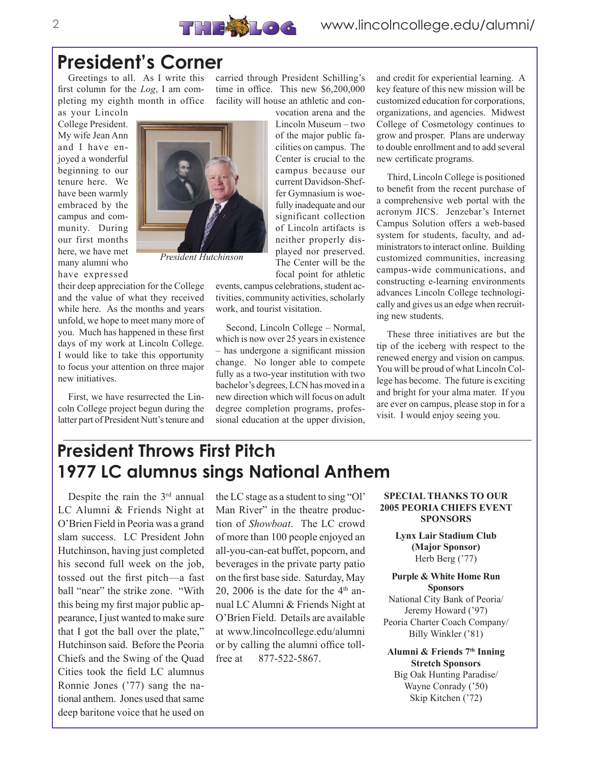# President's Corner

Greetings to all. As I write this first column for the *Log*, I am completing my eighth month in office as your Lincoln College President. My wife Jean Ann and I have enjoyed a wonderful beginning to our tenure here. We have been warmly embraced by the campus and community. During our first months here, we have met many alumni who have expressed their deep appreciation for the College and the value of what they received while here. As the months and years unfold, we hope to meet many more of you. Much has happened in these first days of my work at Lincoln College. I would like to take this opportunity to focus your attention on three major new initiatives.

*President Hutchinson*

First, we have resurrected the Lincoln College project begun during the latter part of President Nutt's tenure and carried through President Schilling's time in office. This new $6,200,000 facility will house an athletic and convocation arena and the Lincoln Museum – two of the major public facilities on campus. The Center is crucial to the campus because our current Davidson-Sheffer Gymnasium is woefully inadequate and our significant collection of Lincoln artifacts is neither properly displayed nor preserved. The Center will be the focal point for athletic events, campus celebrations, student activities, community activities, scholarly work, and tourist visitation.

Second, Lincoln College – Normal, which is now over 25 years in existence – has undergone a significant mission change. No longer able to compete fully as a two-year institution with two bachelor's degrees, LCN has moved in a new direction which will focus on adult degree completion programs, professional education at the upper division, and credit for experiential learning. A key feature of this new mission will be customized education for corporations, organizations, and agencies. Midwest College of Cosmetology continues to grow and prosper. Plans are underway to double enrollment and to add several new certificate programs.

Third, Lincoln College is positioned to benefit from the recent purchase of a comprehensive web portal with the acronym JICS. Jenzebar's Internet Campus Solution offers a web-based system for students, faculty, and administrators to interact online. Building customized communities, increasing campus-wide communications, and constructing e-learning environments advances Lincoln College technologically and gives us an edge when recruiting new students.

These three initiatives are but the tip of the iceberg with respect to the renewed energy and vision on campus. You will be proud of what Lincoln College has become. The future is exciting and bright for your alma mater. If you are ever on campus, please stop in for a visit. I would enjoy seeing you.

# President Throws First Pitch
# 1977 LC alumnus sings National Anthem

Despite the rain the 3rd annual LC Alumni & Friends Night at O'Brien Field in Peoria was a grand slam success. LC President John Hutchinson, having just completed his second full week on the job, tossed out the first pitch—a fast ball "near" the strike zone. "With this being my first major public appearance, I just wanted to make sure that I got the ball over the plate," Hutchinson said. Before the Peoria Chiefs and the Swing of the Quad Cities took the field LC alumnus Ronnie Jones ('77) sang the national anthem. Jones used that same deep baritone voice that he used on the LC stage as a student to sing "Ol' Man River" in the theatre production of *Showboat*. The LC crowd of more than 100 people enjoyed an all-you-can-eat buffet, popcorn, and beverages in the private party patio on the first base side. Saturday, May 20, 2006 is the date for the 4th annual LC Alumni & Friends Night at O'Brien Field. Details are available at www.lincolncollege.edu/alumni or by calling the alumni office toll-free at 877-522-5867.

**SPECIAL THANKS TO OUR 2005 PEORIA CHIEFS EVENT SPONSORS**

**Lynx Lair Stadium Club (Major Sponsor)**
Herb Berg ('77)

**Purple & White Home Run Sponsors**
National City Bank of Peoria/ Jeremy Howard ('97)
Peoria Charter Coach Company/ Billy Winkler ('81)

**Alumni & Friends 7th Inning Stretch Sponsors**
Big Oak Hunting Paradise/ Wayne Conrady ('50)
Skip Kitchen ('72)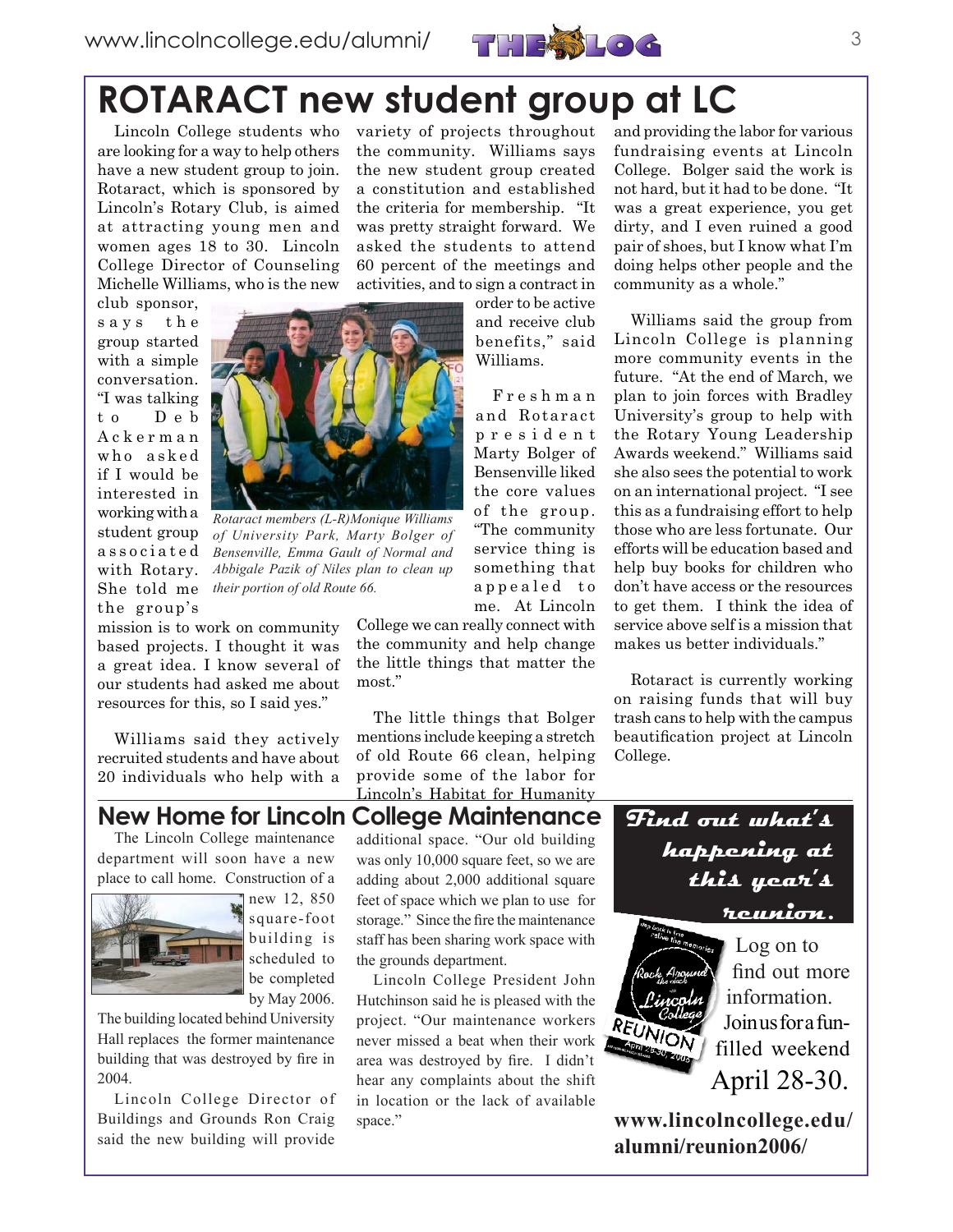# ROTARACT new student group at LC

Lincoln College students who are looking for a way to help others have a new student group to join. Rotaract, which is sponsored by Lincoln's Rotary Club, is aimed at attracting young men and women ages 18 to 30. Lincoln College Director of Counseling Michelle Williams, who is the new club sponsor, says the group started with a simple conversation. "I was talking to Deb Ackerman who asked if I would be interested in working with a student group associated with Rotary. She told me the group's mission is to work on community based projects. I thought it was a great idea. I know several of our students had asked me about resources for this, so I said yes."

*Rotaract members (L-R)Monique Williams of University Park, Marty Bolger of Bensenville, Emma Gault of Normal and Abbigale Pazik of Niles plan to clean up their portion of old Route 66.*

Williams said they actively recruited students and have about 20 individuals who help with a variety of projects throughout the community. Williams says the new student group created a constitution and established the criteria for membership. "It was pretty straight forward. We asked the students to attend 60 percent of the meetings and activities, and to sign a contract in order to be active and receive club benefits," said Williams.

Freshman and Rotaract president Marty Bolger of Bensenville liked the core values of the group. "The community service thing is something that appealed to me. At Lincoln College we can really connect with the community and help change the little things that matter the most."

The little things that Bolger mentions include keeping a stretch of old Route 66 clean, helping provide some of the labor for Lincoln's Habitat for Humanity and providing the labor for various fundraising events at Lincoln College. Bolger said the work is not hard, but it had to be done. "It was a great experience, you get dirty, and I even ruined a good pair of shoes, but I know what I'm doing helps other people and the community as a whole."

Williams said the group from Lincoln College is planning more community events in the future. "At the end of March, we plan to join forces with Bradley University's group to help with the Rotary Young Leadership Awards weekend." Williams said she also sees the potential to work on an international project. "I see this as a fundraising effort to help those who are less fortunate. Our efforts will be education based and help buy books for children who don't have access or the resources to get them. I think the idea of service above self is a mission that makes us better individuals."

Rotaract is currently working on raising funds that will buy trash cans to help with the campus beautification project at Lincoln College.

## New Home for Lincoln College Maintenance

The Lincoln College maintenance department will soon have a new place to call home. Construction of a new 12, 850 square-foot building is scheduled to be completed by May 2006. The building located behind University Hall replaces the former maintenance building that was destroyed by fire in 2004.

Lincoln College Director of Buildings and Grounds Ron Craig said the new building will provide additional space. "Our old building was only 10,000 square feet, so we are adding about 2,000 additional square feet of space which we plan to use for storage." Since the fire the maintenance staff has been sharing work space with the grounds department.

Lincoln College President John Hutchinson said he is pleased with the project. "Our maintenance workers never missed a beat when their work area was destroyed by fire. I didn't hear any complaints about the shift in location or the lack of available space."

## Find out what's happening at this year's reunion.

Log on to find out more information. Join us for a fun-filled weekend April 28-30.

**www.lincolncollege.edu/alumni/reunion2006/**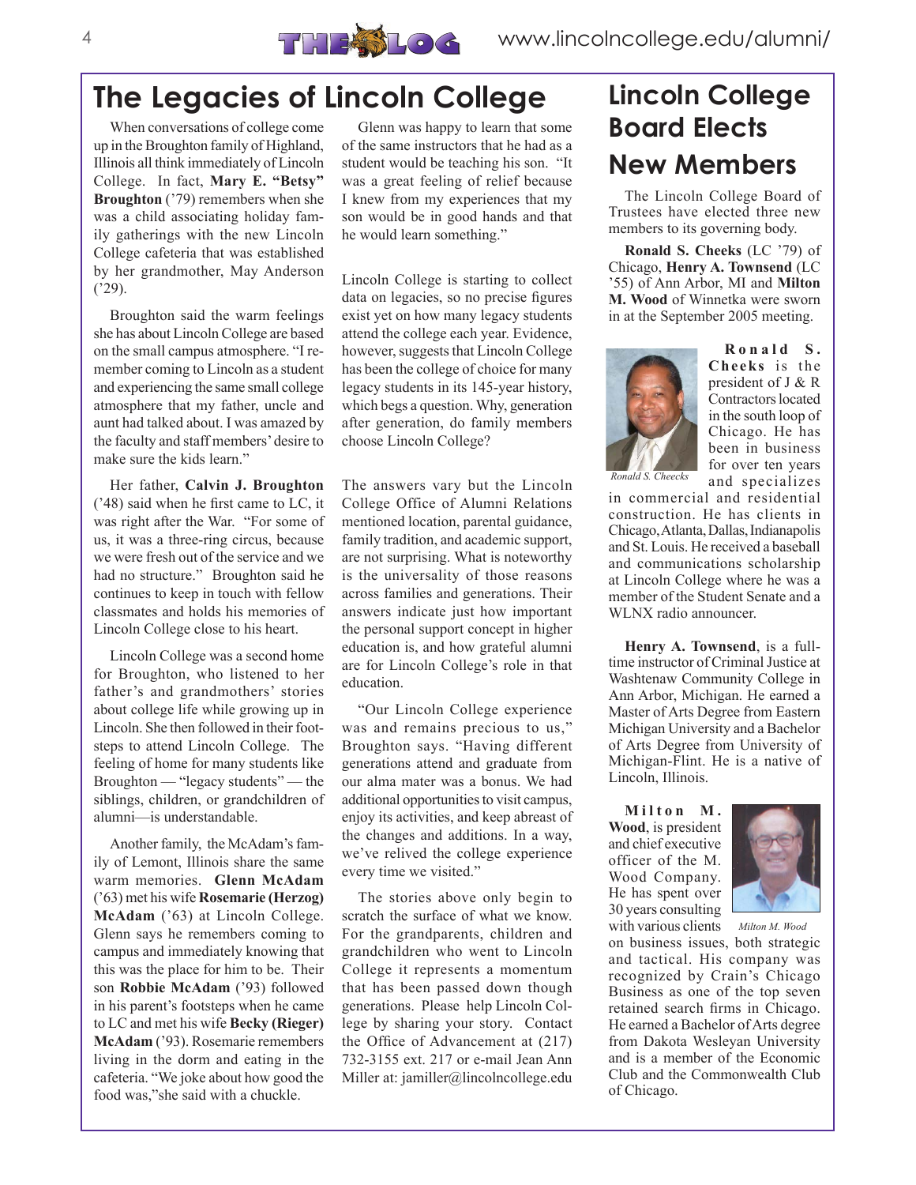# The Legacies of Lincoln College

When conversations of college come up in the Broughton family of Highland, Illinois all think immediately of Lincoln College. In fact, **Mary E. "Betsy" Broughton** ('79) remembers when she was a child associating holiday family gatherings with the new Lincoln College cafeteria that was established by her grandmother, May Anderson ('29).

Broughton said the warm feelings she has about Lincoln College are based on the small campus atmosphere. "I remember coming to Lincoln as a student and experiencing the same small college atmosphere that my father, uncle and aunt had talked about. I was amazed by the faculty and staff members' desire to make sure the kids learn."

Her father, **Calvin J. Broughton** ('48) said when he first came to LC, it was right after the War. "For some of us, it was a three-ring circus, because we were fresh out of the service and we had no structure." Broughton said he continues to keep in touch with fellow classmates and holds his memories of Lincoln College close to his heart.

Lincoln College was a second home for Broughton, who listened to her father's and grandmothers' stories about college life while growing up in Lincoln. She then followed in their footsteps to attend Lincoln College. The feeling of home for many students like Broughton — "legacy students" — the siblings, children, or grandchildren of alumni—is understandable.

Another family, the McAdam's family of Lemont, Illinois share the same warm memories. **Glenn McAdam** ('63) met his wife **Rosemarie (Herzog) McAdam** ('63) at Lincoln College. Glenn says he remembers coming to campus and immediately knowing that this was the place for him to be. Their son **Robbie McAdam** ('93) followed in his parent's footsteps when he came to LC and met his wife **Becky (Rieger) McAdam** ('93). Rosemarie remembers living in the dorm and eating in the cafeteria. "We joke about how good the food was,"she said with a chuckle.

Glenn was happy to learn that some of the same instructors that he had as a student would be teaching his son. "It was a great feeling of relief because I knew from my experiences that my son would be in good hands and that he would learn something."

Lincoln College is starting to collect data on legacies, so no precise figures exist yet on how many legacy students attend the college each year. Evidence, however, suggests that Lincoln College has been the college of choice for many legacy students in its 145-year history, which begs a question. Why, generation after generation, do family members choose Lincoln College?

The answers vary but the Lincoln College Office of Alumni Relations mentioned location, parental guidance, family tradition, and academic support, are not surprising. What is noteworthy is the universality of those reasons across families and generations. Their answers indicate just how important the personal support concept in higher education is, and how grateful alumni are for Lincoln College's role in that education.

"Our Lincoln College experience was and remains precious to us," Broughton says. "Having different generations attend and graduate from our alma mater was a bonus. We had additional opportunities to visit campus, enjoy its activities, and keep abreast of the changes and additions. In a way, we've relived the college experience every time we visited."

The stories above only begin to scratch the surface of what we know. For the grandparents, children and grandchildren who went to Lincoln College it represents a momentum that has been passed down though generations. Please help Lincoln College by sharing your story. Contact the Office of Advancement at (217) 732-3155 ext. 217 or e-mail Jean Ann Miller at: jamiller@lincolncollege.edu

# Lincoln College Board Elects New Members

The Lincoln College Board of Trustees have elected three new members to its governing body.

**Ronald S. Cheeks** (LC '79) of Chicago, **Henry A. Townsend** (LC '55) of Ann Arbor, MI and **Milton M. Wood** of Winnetka were sworn in at the September 2005 meeting.

*Ronald S. Cheecks*

**Ronald S. Cheeks** is the president of J & R Contractors located in the south loop of Chicago. He has been in business for over ten years and specializes in commercial and residential construction. He has clients in Chicago, Atlanta, Dallas, Indianapolis and St. Louis. He received a baseball and communications scholarship at Lincoln College where he was a member of the Student Senate and a WLNX radio announcer.

**Henry A. Townsend**, is a full-time instructor of Criminal Justice at Washtenaw Community College in Ann Arbor, Michigan. He earned a Master of Arts Degree from Eastern Michigan University and a Bachelor of Arts Degree from University of Michigan-Flint. He is a native of Lincoln, Illinois.

**Milton M. Wood**, is president and chief executive officer of the M. Wood Company. He has spent over 30 years consulting with various clients on business issues, both strategic and tactical. His company was recognized by Crain's Chicago Business as one of the top seven retained search firms in Chicago. He earned a Bachelor of Arts degree from Dakota Wesleyan University and is a member of the Economic Club and the Commonwealth Club of Chicago.

*Milton M. Wood*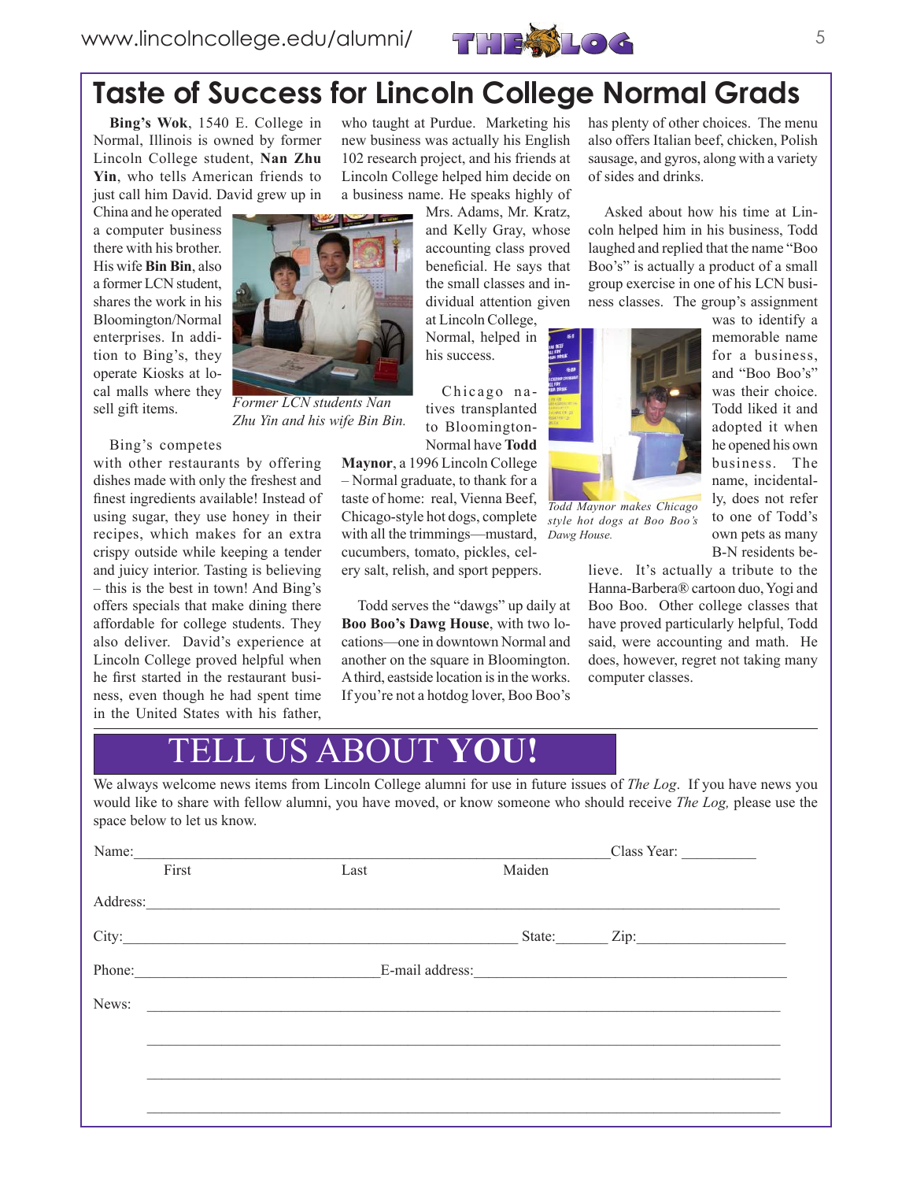# Taste of Success for Lincoln College Normal Grads

**Bing's Wok**, 1540 E. College in Normal, Illinois is owned by former Lincoln College student, **Nan Zhu Yin**, who tells American friends to just call him David. David grew up in China and he operated a computer business there with his brother. His wife **Bin Bin**, also a former LCN student, shares the work in his Bloomington/Normal enterprises. In addition to Bing's, they operate Kiosks at local malls where they sell gift items.

*Former LCN students Nan Zhu Yin and his wife Bin Bin.*

Bing's competes with other restaurants by offering dishes made with only the freshest and finest ingredients available! Instead of using sugar, they use honey in their recipes, which makes for an extra crispy outside while keeping a tender and juicy interior. Tasting is believing – this is the best in town! And Bing's offers specials that make dining there affordable for college students. They also deliver. David's experience at Lincoln College proved helpful when he first started in the restaurant business, even though he had spent time in the United States with his father, who taught at Purdue. Marketing his new business was actually his English 102 research project, and his friends at Lincoln College helped him decide on a business name. He speaks highly of Mrs. Adams, Mr. Kratz, and Kelly Gray, whose accounting class proved beneficial. He says that the small classes and individual attention given at Lincoln College, Normal, helped in his success.

Chicago natives transplanted to Bloomington-Normal have **Todd Maynor**, a 1996 Lincoln College – Normal graduate, to thank for a taste of home: real, Vienna Beef, Chicago-style hot dogs, complete with all the trimmings—mustard, cucumbers, tomato, pickles, celery salt, relish, and sport peppers.

Todd serves the "dawgs" up daily at **Boo Boo's Dawg House**, with two locations—one in downtown Normal and another on the square in Bloomington. A third, eastside location is in the works. If you're not a hotdog lover, Boo Boo's has plenty of other choices. The menu also offers Italian beef, chicken, Polish sausage, and gyros, along with a variety of sides and drinks.

Asked about how his time at Lincoln helped him in his business, Todd laughed and replied that the name "Boo Boo's" is actually a product of a small group exercise in one of his LCN business classes. The group's assignment was to identify a memorable name for a business, and "Boo Boo's" was their choice. Todd liked it and adopted it when he opened his own business. The name, incidentally, does not refer to one of Todd's own pets as many B-N residents believe. It's actually a tribute to the Hanna-Barbera® cartoon duo, Yogi and Boo Boo. Other college classes that have proved particularly helpful, Todd said, were accounting and math. He does, however, regret not taking many computer classes.

*Todd Maynor makes Chicago style hot dogs at Boo Boo's Dawg House.*

---

## TELL US ABOUT **YOU!**

We always welcome news items from Lincoln College alumni for use in future issues of *The Log*. If you have news you would like to share with fellow alumni, you have moved, or know someone who should receive *The Log,* please use the space below to let us know.

Name:\_\_\_\_\_\_\_\_\_\_\_\_\_\_\_\_\_\_\_\_\_\_\_\_\_\_\_\_\_\_\_\_\_\_\_\_\_\_\_\_\_\_\_\_\_\_\_\_\_\_\_\_\_\_ Class Year: \_\_\_\_\_\_\_\_\_\_
First Last Maiden

Address:\_\_\_\_\_\_\_\_\_\_\_\_\_\_\_\_\_\_\_\_\_\_\_\_\_\_\_\_\_\_\_\_\_\_\_\_\_\_\_\_\_\_\_\_\_\_\_\_\_\_\_\_\_\_\_\_\_\_\_\_\_\_\_\_\_\_\_\_\_\_

City:\_\_\_\_\_\_\_\_\_\_\_\_\_\_\_\_\_\_\_\_\_\_\_\_\_\_\_\_\_\_\_\_\_\_\_\_\_\_\_\_\_\_\_\_ State:\_\_\_\_\_\_\_ Zip:\_\_\_\_\_\_\_\_\_\_\_\_\_\_\_\_\_\_\_

Phone:\_\_\_\_\_\_\_\_\_\_\_\_\_\_\_\_\_\_\_\_\_\_\_\_\_\_\_\_\_\_ E-mail address:\_\_\_\_\_\_\_\_\_\_\_\_\_\_\_\_\_\_\_\_\_\_\_\_\_\_\_\_\_\_\_\_\_\_\_\_\_\_\_\_

News: \_\_\_\_\_\_\_\_\_\_\_\_\_\_\_\_\_\_\_\_\_\_\_\_\_\_\_\_\_\_\_\_\_\_\_\_\_\_\_\_\_\_\_\_\_\_\_\_\_\_\_\_\_\_\_\_\_\_\_\_\_\_\_\_\_\_\_\_\_\_\_\_\_\_\_

\_\_\_\_\_\_\_\_\_\_\_\_\_\_\_\_\_\_\_\_\_\_\_\_\_\_\_\_\_\_\_\_\_\_\_\_\_\_\_\_\_\_\_\_\_\_\_\_\_\_\_\_\_\_\_\_\_\_\_\_\_\_\_\_\_\_\_\_\_\_\_\_\_\_\_\_\_\_\_

\_\_\_\_\_\_\_\_\_\_\_\_\_\_\_\_\_\_\_\_\_\_\_\_\_\_\_\_\_\_\_\_\_\_\_\_\_\_\_\_\_\_\_\_\_\_\_\_\_\_\_\_\_\_\_\_\_\_\_\_\_\_\_\_\_\_\_\_\_\_\_\_\_\_\_\_\_\_\_

\_\_\_\_\_\_\_\_\_\_\_\_\_\_\_\_\_\_\_\_\_\_\_\_\_\_\_\_\_\_\_\_\_\_\_\_\_\_\_\_\_\_\_\_\_\_\_\_\_\_\_\_\_\_\_\_\_\_\_\_\_\_\_\_\_\_\_\_\_\_\_\_\_\_\_\_\_\_\_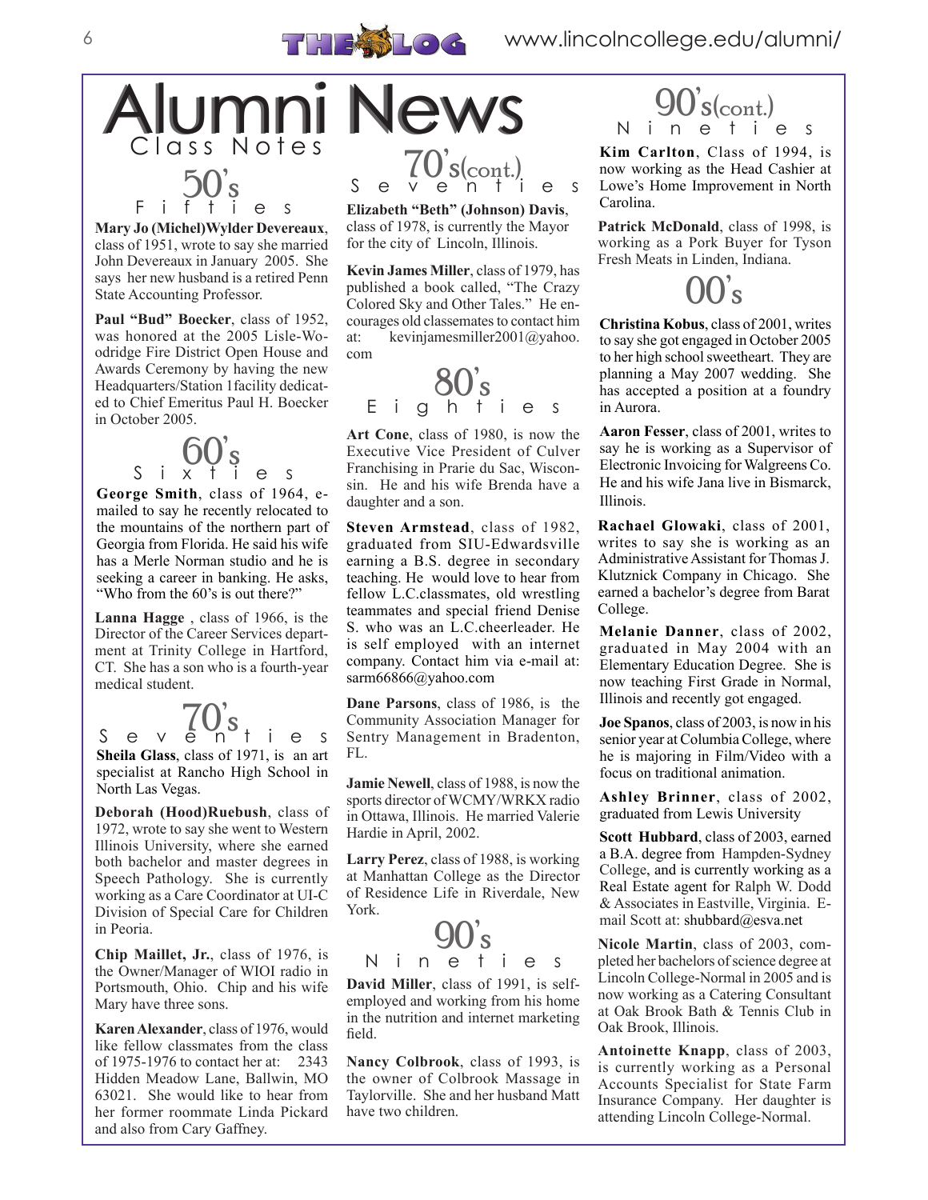# Alumni News

## Class Notes

### 50's
Fifties

**Mary Jo (Michel)Wylder Devereaux**, class of 1951, wrote to say she married John Devereaux in January 2005. She says her new husband is a retired Penn State Accounting Professor.

**Paul "Bud" Boecker**, class of 1952, was honored at the 2005 Lisle-Woodridge Fire District Open House and Awards Ceremony by having the new Headquarters/Station 1facility dedicated to Chief Emeritus Paul H. Boecker in October 2005.

### 60's
Sixties

**George Smith**, class of 1964, e-mailed to say he recently relocated to the mountains of the northern part of Georgia from Florida. He said his wife has a Merle Norman studio and he is seeking a career in banking. He asks, "Who from the 60's is out there?"

**Lanna Hagge** , class of 1966, is the Director of the Career Services department at Trinity College in Hartford, CT. She has a son who is a fourth-year medical student.

### 70's
Seventies

**Sheila Glass**, class of 1971, is an art specialist at Rancho High School in North Las Vegas.

**Deborah (Hood)Ruebush**, class of 1972, wrote to say she went to Western Illinois University, where she earned both bachelor and master degrees in Speech Pathology. She is currently working as a Care Coordinator at UI-C Division of Special Care for Children in Peoria.

**Chip Maillet, Jr.**, class of 1976, is the Owner/Manager of WIOI radio in Portsmouth, Ohio. Chip and his wife Mary have three sons.

**Karen Alexander**, class of 1976, would like fellow classmates from the class of 1975-1976 to contact her at: 2343 Hidden Meadow Lane, Ballwin, MO 63021. She would like to hear from her former roommate Linda Pickard and also from Cary Gaffney.

### 70's(cont.)
Seventies

**Elizabeth "Beth" (Johnson) Davis**, class of 1978, is currently the Mayor for the city of Lincoln, Illinois.

**Kevin James Miller**, class of 1979, has published a book called, "The Crazy Colored Sky and Other Tales." He encourages old classemates to contact him at: kevinjamesmiller2001@yahoo.com

### 80's
Eighties

**Art Cone**, class of 1980, is now the Executive Vice President of Culver Franchising in Prarie du Sac, Wisconsin. He and his wife Brenda have a daughter and a son.

**Steven Armstead**, class of 1982, graduated from SIU-Edwardsville earning a B.S. degree in secondary teaching. He would love to hear from fellow L.C.classmates, old wrestling teammates and special friend Denise S. who was an L.C.cheerleader. He is self employed with an internet company. Contact him via e-mail at: sarm66866@yahoo.com

**Dane Parsons**, class of 1986, is the Community Association Manager for Sentry Management in Bradenton, FL.

**Jamie Newell**, class of 1988, is now the sports director of WCMY/WRKX radio in Ottawa, Illinois. He married Valerie Hardie in April, 2002.

**Larry Perez**, class of 1988, is working at Manhattan College as the Director of Residence Life in Riverdale, New York.

### 90's
Nineties

**David Miller**, class of 1991, is self-employed and working from his home in the nutrition and internet marketing field.

**Nancy Colbrook**, class of 1993, is the owner of Colbrook Massage in Taylorville. She and her husband Matt have two children.

### 90's(cont.)
Nineties

**Kim Carlton**, Class of 1994, is now working as the Head Cashier at Lowe's Home Improvement in North Carolina.

**Patrick McDonald**, class of 1998, is working as a Pork Buyer for Tyson Fresh Meats in Linden, Indiana.

### 00's

**Christina Kobus**, class of 2001, writes to say she got engaged in October 2005 to her high school sweetheart. They are planning a May 2007 wedding. She has accepted a position at a foundry in Aurora.

**Aaron Fesser**, class of 2001, writes to say he is working as a Supervisor of Electronic Invoicing for Walgreens Co. He and his wife Jana live in Bismarck, Illinois.

**Rachael Glowaki**, class of 2001, writes to say she is working as an Administrative Assistant for Thomas J. Klutznick Company in Chicago. She earned a bachelor's degree from Barat College.

**Melanie Danner**, class of 2002, graduated in May 2004 with an Elementary Education Degree. She is now teaching First Grade in Normal, Illinois and recently got engaged.

**Joe Spanos**, class of 2003, is now in his senior year at Columbia College, where he is majoring in Film/Video with a focus on traditional animation.

**Ashley Brinner**, class of 2002, graduated from Lewis University

**Scott Hubbard**, class of 2003, earned a B.A. degree from Hampden-Sydney College, and is currently working as a Real Estate agent for Ralph W. Dodd & Associates in Eastville, Virginia. E-mail Scott at: shubbard@esva.net

**Nicole Martin**, class of 2003, completed her bachelors of science degree at Lincoln College-Normal in 2005 and is now working as a Catering Consultant at Oak Brook Bath & Tennis Club in Oak Brook, Illinois.

**Antoinette Knapp**, class of 2003, is currently working as a Personal Accounts Specialist for State Farm Insurance Company. Her daughter is attending Lincoln College-Normal.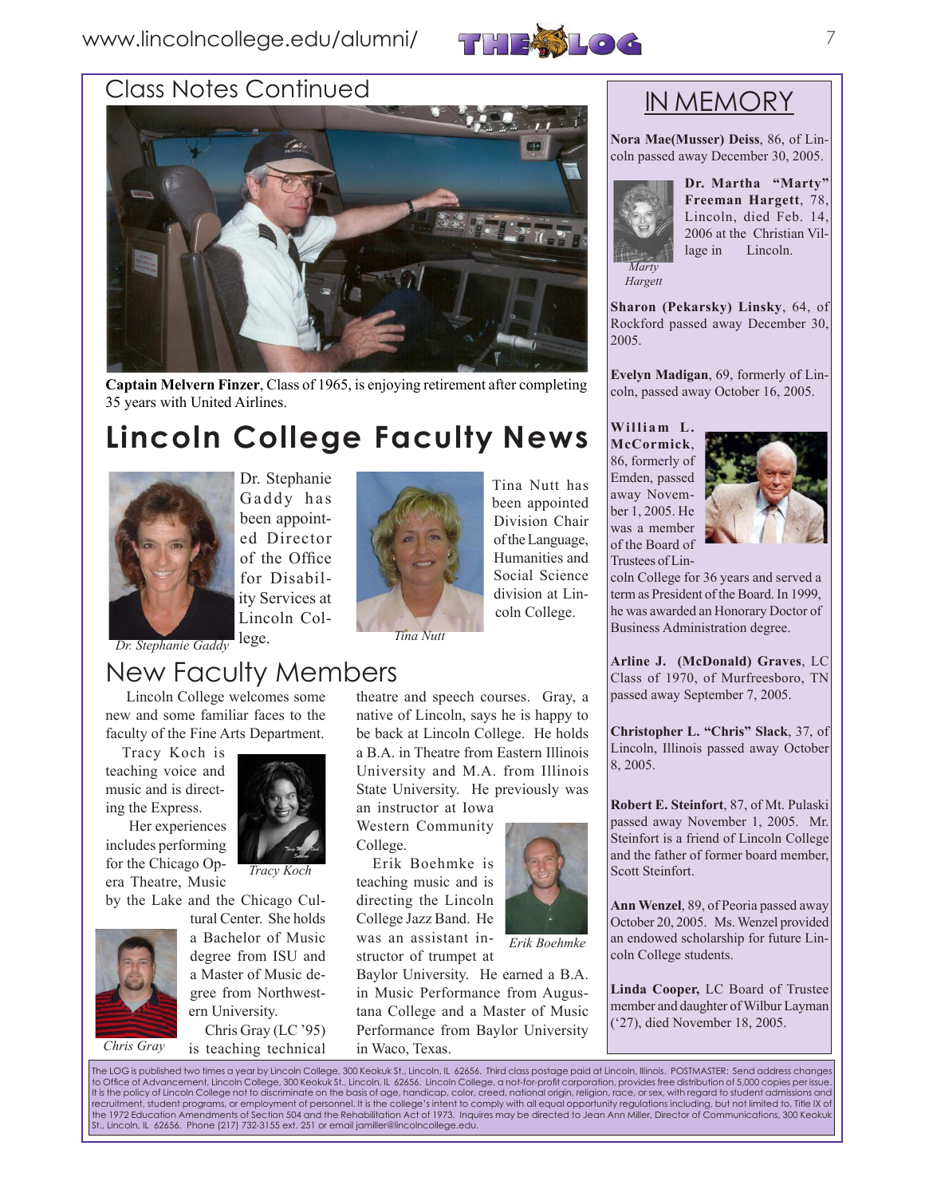## Class Notes Continued

**Captain Melvern Finzer**, Class of 1965, is enjoying retirement after completing 35 years with United Airlines.

# Lincoln College Faculty News

*Dr. Stephanie Gaddy*

Dr. Stephanie Gaddy has been appointed Director of the Office for Disability Services at Lincoln College.

*Tina Nutt*

Tina Nutt has been appointed Division Chair of the Language, Humanities and Social Science division at Lincoln College.

## New Faculty Members

Lincoln College welcomes some new and some familiar faces to the faculty of the Fine Arts Department.

Tracy Koch is teaching voice and music and is directing the Express.

*Tracy Koch*

Her experiences includes performing for the Chicago Opera Theatre, Music by the Lake and the Chicago Cultural Center. She holds a Bachelor of Music degree from ISU and a Master of Music degree from Northwestern University.

*Chris Gray*

Chris Gray (LC '95) is teaching technical theatre and speech courses. Gray, a native of Lincoln, says he is happy to be back at Lincoln College. He holds a B.A. in Theatre from Eastern Illinois University and M.A. from Illinois State University. He previously was an instructor at Iowa Western Community College.

*Erik Boehmke*

Erik Boehmke is teaching music and is directing the Lincoln College Jazz Band. He was an assistant instructor of trumpet at Baylor University. He earned a B.A. in Music Performance from Augustana College and a Master of Music Performance from Baylor University in Waco, Texas.

## IN MEMORY

**Nora Mae(Musser) Deiss**, 86, of Lincoln passed away December 30, 2005.

*Marty Hargett*

**Dr. Martha "Marty" Freeman Hargett**, 78, Lincoln, died Feb. 14, 2006 at the Christian Village in Lincoln.

**Sharon (Pekarsky) Linsky**, 64, of Rockford passed away December 30, 2005.

**Evelyn Madigan**, 69, formerly of Lincoln, passed away October 16, 2005.

**William L. McCormick**, 86, formerly of Emden, passed away November 1, 2005. He was a member of the Board of Trustees of Lincoln College for 36 years and served a term as President of the Board. In 1999, he was awarded an Honorary Doctor of Business Administration degree.

**Arline J. (McDonald) Graves**, LC Class of 1970, of Murfreesboro, TN passed away September 7, 2005.

**Christopher L. "Chris" Slack**, 37, of Lincoln, Illinois passed away October 8, 2005.

**Robert E. Steinfort**, 87, of Mt. Pulaski passed away November 1, 2005. Mr. Steinfort is a friend of Lincoln College and the father of former board member, Scott Steinfort.

**Ann Wenzel**, 89, of Peoria passed away October 20, 2005. Ms. Wenzel provided an endowed scholarship for future Lincoln College students.

**Linda Cooper,** LC Board of Trustee member and daughter of Wilbur Layman ('27), died November 18, 2005.

The LOG is published two times a year by Lincoln College, 300 Keokuk St., Lincoln, IL 62656. Third class postage paid at Lincoln, Illinois. POSTMASTER: Send address changes to Office of Advancement, Lincoln College, 300 Keokuk St., Lincoln, IL 62656. Lincoln College, a not-for-profit corporation, provides free distribution of 5,000 copies per issue. It is the policy of Lincoln College not to discriminate on the basis of age, handicap, color, creed, national origin, religion, race, or sex, with regard to student admissions and recruitment, student programs, or employment of personnel. It is the college's intent to comply with all equal opportunity regulations including, but not limited to, Title IX of the 1972 Education Amendments of Section 504 and the Rehabilitation Act of 1973. Inquires may be directed to Jean Ann Miller, Director of Communications, 300 Keokuk St., Lincoln, IL 62656. Phone (217) 732-3155 ext. 251 or email jamiller@lincolncollege.edu.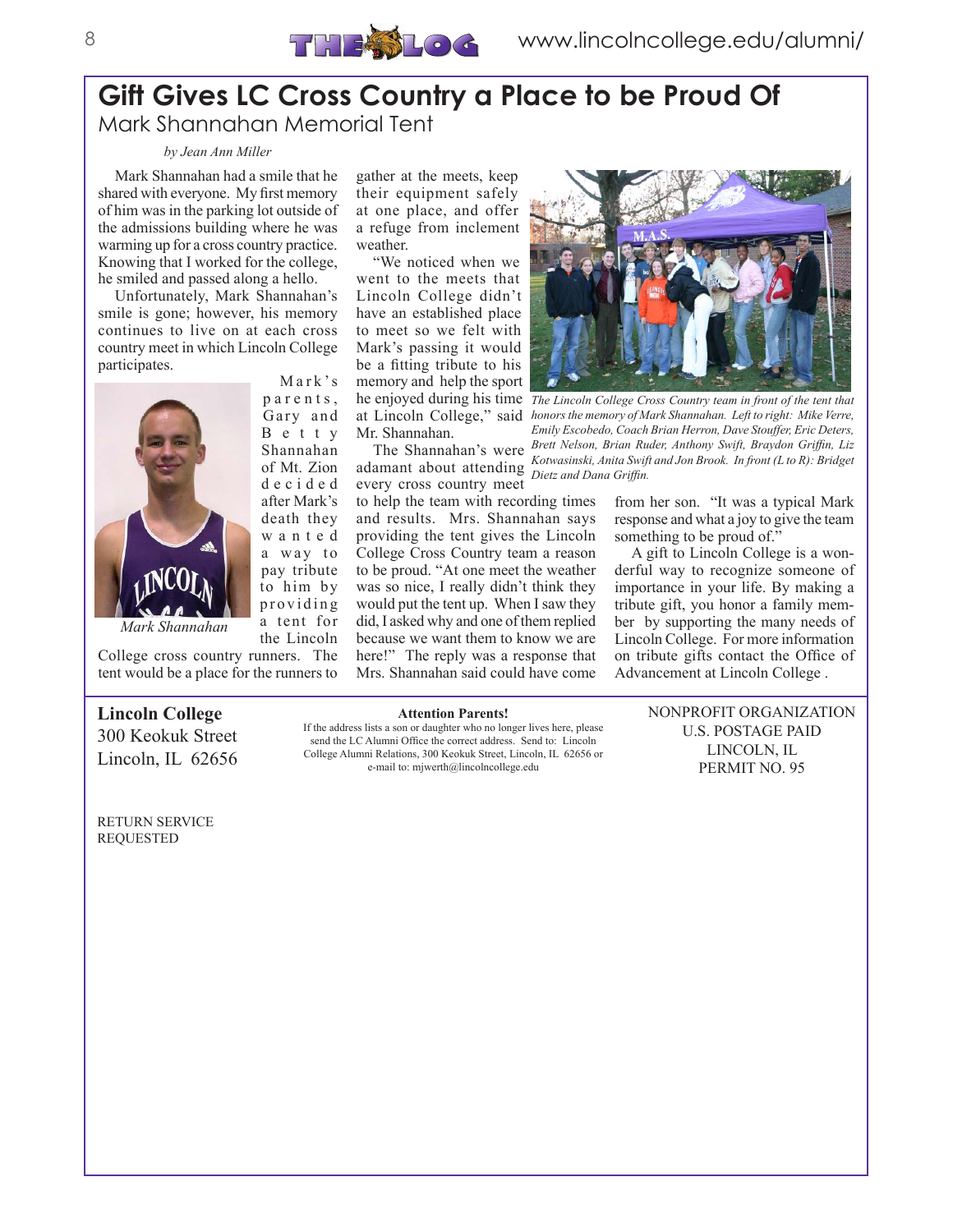# Gift Gives LC Cross Country a Place to be Proud Of

## Mark Shannahan Memorial Tent

*by Jean Ann Miller*

Mark Shannahan had a smile that he shared with everyone. My first memory of him was in the parking lot outside of the admissions building where he was warming up for a cross country practice. Knowing that I worked for the college, he smiled and passed along a hello.

Unfortunately, Mark Shannahan's smile is gone; however, his memory continues to live on at each cross country meet in which Lincoln College participates.

*Mark Shannahan*

Mark's parents, Gary and Betty Shannahan of Mt. Zion decided after Mark's death they wanted a way to pay tribute to him by providing a tent for the Lincoln College cross country runners. The tent would be a place for the runners to gather at the meets, keep their equipment safely at one place, and offer a refuge from inclement weather.

"We noticed when we went to the meets that Lincoln College didn't have an established place to meet so we felt with Mark's passing it would be a fitting tribute to his memory and help the sport he enjoyed during his time at Lincoln College," said Mr. Shannahan.

The Shannahan's were adamant about attending every cross country meet to help the team with recording times and results. Mrs. Shannahan says providing the tent gives the Lincoln College Cross Country team a reason to be proud. "At one meet the weather was so nice, I really didn't think they would put the tent up. When I saw they did, I asked why and one of them replied because we want them to know we are here!" The reply was a response that Mrs. Shannahan said could have come from her son. "It was a typical Mark response and what a joy to give the team something to be proud of."

*The Lincoln College Cross Country team in front of the tent that honors the memory of Mark Shannahan. Left to right: Mike Verre, Emily Escobedo, Coach Brian Herron, Dave Stouffer, Eric Deters, Brett Nelson, Brian Ruder, Anthony Swift, Braydon Griffin, Liz Kotwasinski, Anita Swift and Jon Brook. In front (L to R): Bridget Dietz and Dana Griffin.*

A gift to Lincoln College is a wonderful way to recognize someone of importance in your life. By making a tribute gift, you honor a family member by supporting the many needs of Lincoln College. For more information on tribute gifts contact the Office of Advancement at Lincoln College .

**Lincoln College**
300 Keokuk Street
Lincoln, IL 62656

**Attention Parents!**
If the address lists a son or daughter who no longer lives here, please send the LC Alumni Office the correct address. Send to: Lincoln College Alumni Relations, 300 Keokuk Street, Lincoln, IL 62656 or e-mail to: mjwerth@lincolncollege.edu

NONPROFIT ORGANIZATION
U.S. POSTAGE PAID
LINCOLN, IL
PERMIT NO. 95

RETURN SERVICE
REQUESTED